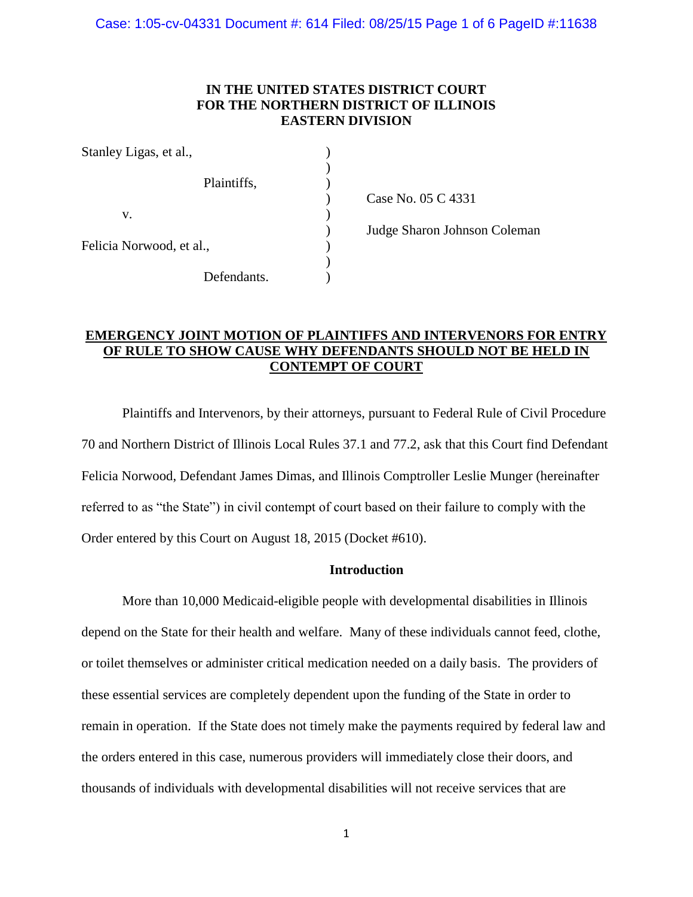**IN THE UNITED STATES DISTRICT COURT**
**FOR THE NORTHERN DISTRICT OF ILLINOIS**
**EASTERN DIVISION**

| | | |
|---|---|---|
| Stanley Ligas, et al., | ) | |
| | ) | |
| Plaintiffs, | ) | |
| | ) | Case No. 05 C 4331 |
| v. | ) | |
| | ) | Judge Sharon Johnson Coleman |
| Felicia Norwood, et al., | ) | |
| | ) | |
| Defendants. | ) | |

**EMERGENCY JOINT MOTION OF PLAINTIFFS AND INTERVENORS FOR ENTRY OF RULE TO SHOW CAUSE WHY DEFENDANTS SHOULD NOT BE HELD IN CONTEMPT OF COURT**

Plaintiffs and Intervenors, by their attorneys, pursuant to Federal Rule of Civil Procedure 70 and Northern District of Illinois Local Rules 37.1 and 77.2, ask that this Court find Defendant Felicia Norwood, Defendant James Dimas, and Illinois Comptroller Leslie Munger (hereinafter referred to as "the State") in civil contempt of court based on their failure to comply with the Order entered by this Court on August 18, 2015 (Docket #610).

## Introduction

More than 10,000 Medicaid-eligible people with developmental disabilities in Illinois depend on the State for their health and welfare. Many of these individuals cannot feed, clothe, or toilet themselves or administer critical medication needed on a daily basis. The providers of these essential services are completely dependent upon the funding of the State in order to remain in operation. If the State does not timely make the payments required by federal law and the orders entered in this case, numerous providers will immediately close their doors, and thousands of individuals with developmental disabilities will not receive services that are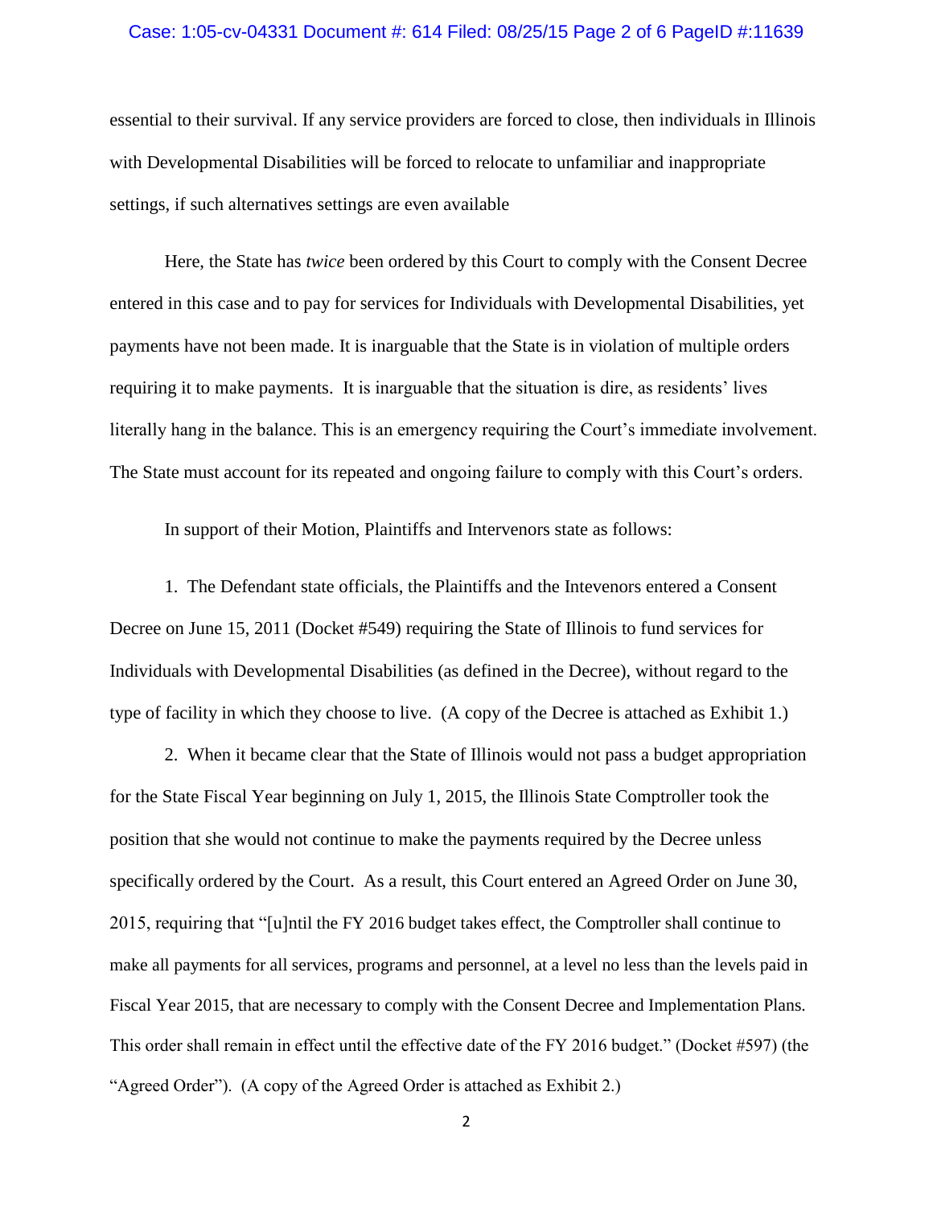essential to their survival. If any service providers are forced to close, then individuals in Illinois with Developmental Disabilities will be forced to relocate to unfamiliar and inappropriate settings, if such alternatives settings are even available

Here, the State has *twice* been ordered by this Court to comply with the Consent Decree entered in this case and to pay for services for Individuals with Developmental Disabilities, yet payments have not been made. It is inarguable that the State is in violation of multiple orders requiring it to make payments. It is inarguable that the situation is dire, as residents' lives literally hang in the balance. This is an emergency requiring the Court's immediate involvement. The State must account for its repeated and ongoing failure to comply with this Court's orders.

In support of their Motion, Plaintiffs and Intervenors state as follows:

1. The Defendant state officials, the Plaintiffs and the Intevenors entered a Consent Decree on June 15, 2011 (Docket #549) requiring the State of Illinois to fund services for Individuals with Developmental Disabilities (as defined in the Decree), without regard to the type of facility in which they choose to live. (A copy of the Decree is attached as Exhibit 1.)

2. When it became clear that the State of Illinois would not pass a budget appropriation for the State Fiscal Year beginning on July 1, 2015, the Illinois State Comptroller took the position that she would not continue to make the payments required by the Decree unless specifically ordered by the Court. As a result, this Court entered an Agreed Order on June 30, 2015, requiring that "[u]ntil the FY 2016 budget takes effect, the Comptroller shall continue to make all payments for all services, programs and personnel, at a level no less than the levels paid in Fiscal Year 2015, that are necessary to comply with the Consent Decree and Implementation Plans. This order shall remain in effect until the effective date of the FY 2016 budget." (Docket #597) (the "Agreed Order"). (A copy of the Agreed Order is attached as Exhibit 2.)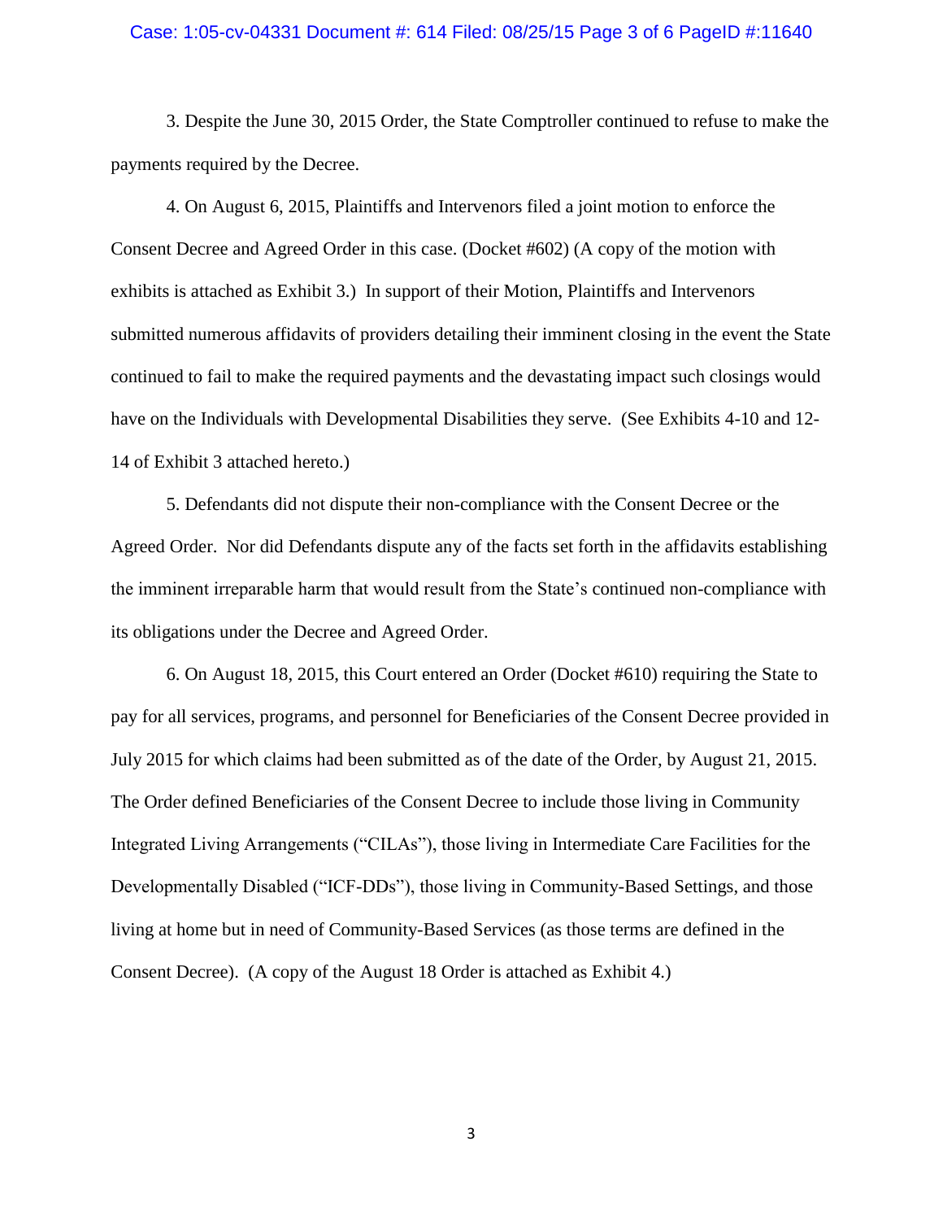3. Despite the June 30, 2015 Order, the State Comptroller continued to refuse to make the payments required by the Decree.

4. On August 6, 2015, Plaintiffs and Intervenors filed a joint motion to enforce the Consent Decree and Agreed Order in this case. (Docket #602) (A copy of the motion with exhibits is attached as Exhibit 3.) In support of their Motion, Plaintiffs and Intervenors submitted numerous affidavits of providers detailing their imminent closing in the event the State continued to fail to make the required payments and the devastating impact such closings would have on the Individuals with Developmental Disabilities they serve. (See Exhibits 4-10 and 12-14 of Exhibit 3 attached hereto.)

5. Defendants did not dispute their non-compliance with the Consent Decree or the Agreed Order. Nor did Defendants dispute any of the facts set forth in the affidavits establishing the imminent irreparable harm that would result from the State's continued non-compliance with its obligations under the Decree and Agreed Order.

6. On August 18, 2015, this Court entered an Order (Docket #610) requiring the State to pay for all services, programs, and personnel for Beneficiaries of the Consent Decree provided in July 2015 for which claims had been submitted as of the date of the Order, by August 21, 2015. The Order defined Beneficiaries of the Consent Decree to include those living in Community Integrated Living Arrangements ("CILAs"), those living in Intermediate Care Facilities for the Developmentally Disabled ("ICF-DDs"), those living in Community-Based Settings, and those living at home but in need of Community-Based Services (as those terms are defined in the Consent Decree). (A copy of the August 18 Order is attached as Exhibit 4.)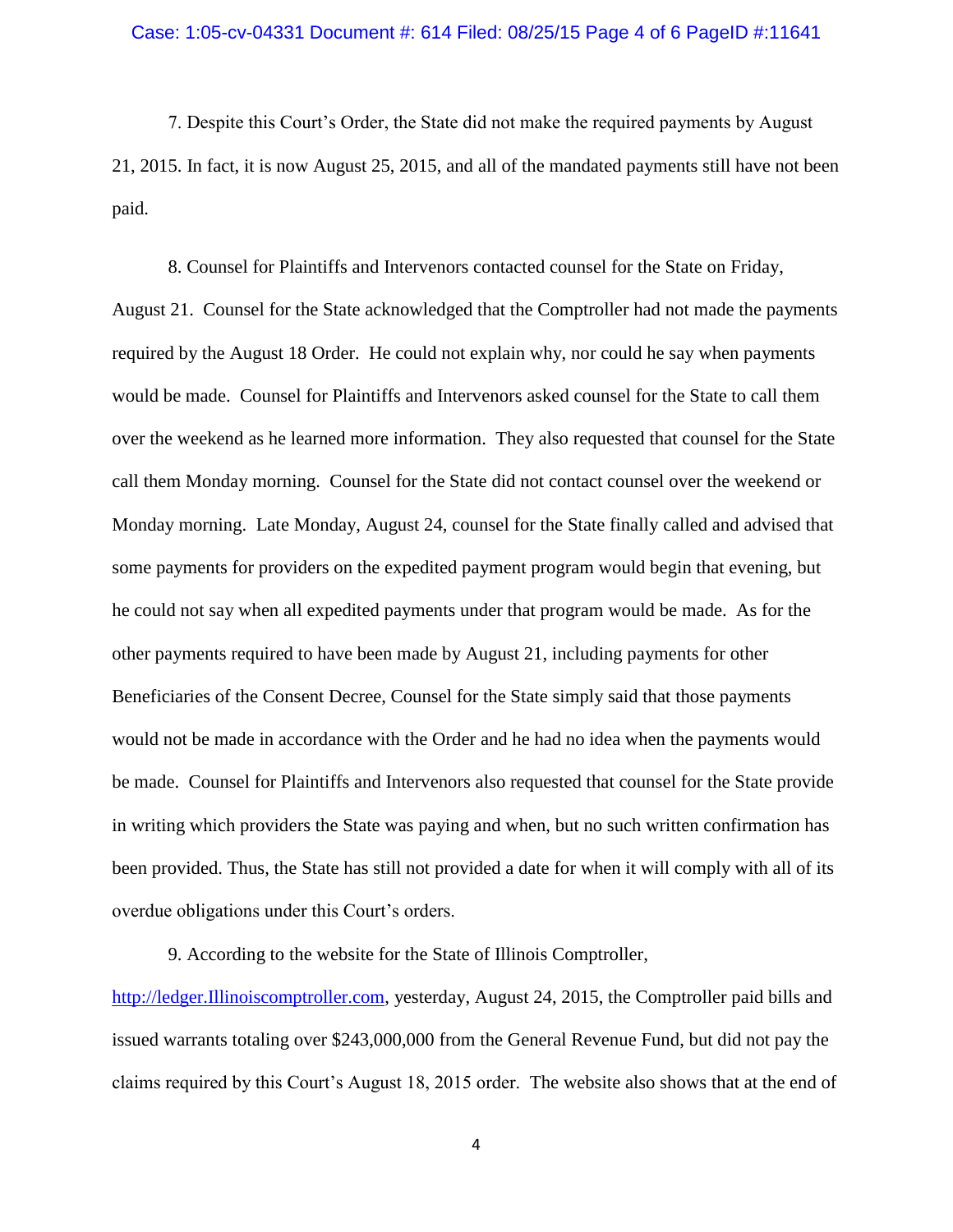7. Despite this Court's Order, the State did not make the required payments by August 21, 2015. In fact, it is now August 25, 2015, and all of the mandated payments still have not been paid.

8. Counsel for Plaintiffs and Intervenors contacted counsel for the State on Friday, August 21. Counsel for the State acknowledged that the Comptroller had not made the payments required by the August 18 Order. He could not explain why, nor could he say when payments would be made. Counsel for Plaintiffs and Intervenors asked counsel for the State to call them over the weekend as he learned more information. They also requested that counsel for the State call them Monday morning. Counsel for the State did not contact counsel over the weekend or Monday morning. Late Monday, August 24, counsel for the State finally called and advised that some payments for providers on the expedited payment program would begin that evening, but he could not say when all expedited payments under that program would be made. As for the other payments required to have been made by August 21, including payments for other Beneficiaries of the Consent Decree, Counsel for the State simply said that those payments would not be made in accordance with the Order and he had no idea when the payments would be made. Counsel for Plaintiffs and Intervenors also requested that counsel for the State provide in writing which providers the State was paying and when, but no such written confirmation has been provided. Thus, the State has still not provided a date for when it will comply with all of its overdue obligations under this Court's orders.

9. According to the website for the State of Illinois Comptroller, http://ledger.Illinoiscomptroller.com, yesterday, August 24, 2015, the Comptroller paid bills and issued warrants totaling over $243,000,000 from the General Revenue Fund, but did not pay the claims required by this Court's August 18, 2015 order. The website also shows that at the end of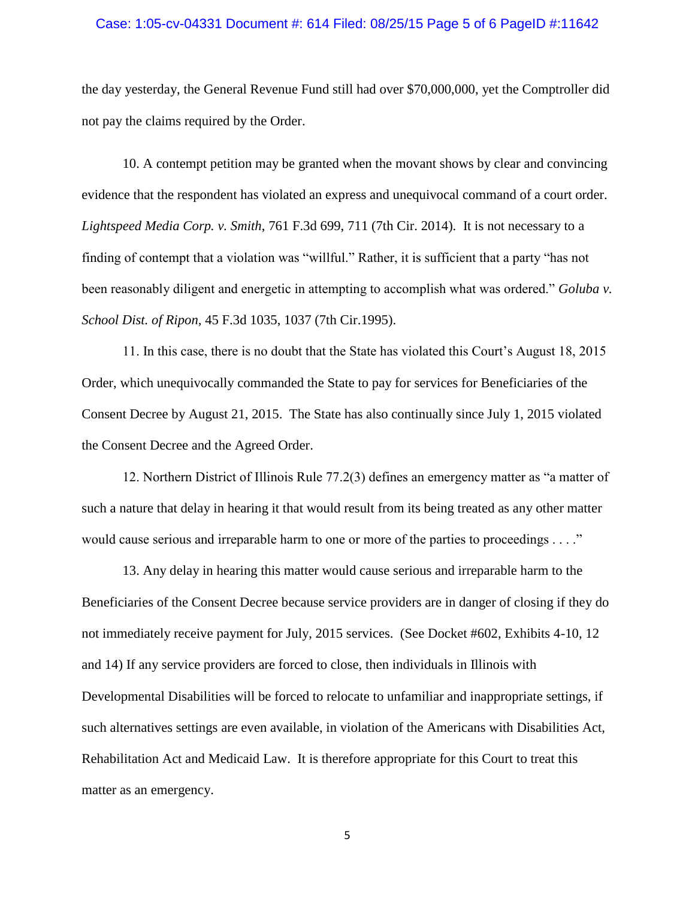the day yesterday, the General Revenue Fund still had over $70,000,000, yet the Comptroller did not pay the claims required by the Order.

10. A contempt petition may be granted when the movant shows by clear and convincing evidence that the respondent has violated an express and unequivocal command of a court order. *Lightspeed Media Corp. v. Smith*, 761 F.3d 699, 711 (7th Cir. 2014). It is not necessary to a finding of contempt that a violation was "willful." Rather, it is sufficient that a party "has not been reasonably diligent and energetic in attempting to accomplish what was ordered." *Goluba v. School Dist. of Ripon*, 45 F.3d 1035, 1037 (7th Cir.1995).

11. In this case, there is no doubt that the State has violated this Court's August 18, 2015 Order, which unequivocally commanded the State to pay for services for Beneficiaries of the Consent Decree by August 21, 2015. The State has also continually since July 1, 2015 violated the Consent Decree and the Agreed Order.

12. Northern District of Illinois Rule 77.2(3) defines an emergency matter as "a matter of such a nature that delay in hearing it that would result from its being treated as any other matter would cause serious and irreparable harm to one or more of the parties to proceedings . . . ."

13. Any delay in hearing this matter would cause serious and irreparable harm to the Beneficiaries of the Consent Decree because service providers are in danger of closing if they do not immediately receive payment for July, 2015 services. (See Docket #602, Exhibits 4-10, 12 and 14) If any service providers are forced to close, then individuals in Illinois with Developmental Disabilities will be forced to relocate to unfamiliar and inappropriate settings, if such alternatives settings are even available, in violation of the Americans with Disabilities Act, Rehabilitation Act and Medicaid Law. It is therefore appropriate for this Court to treat this matter as an emergency.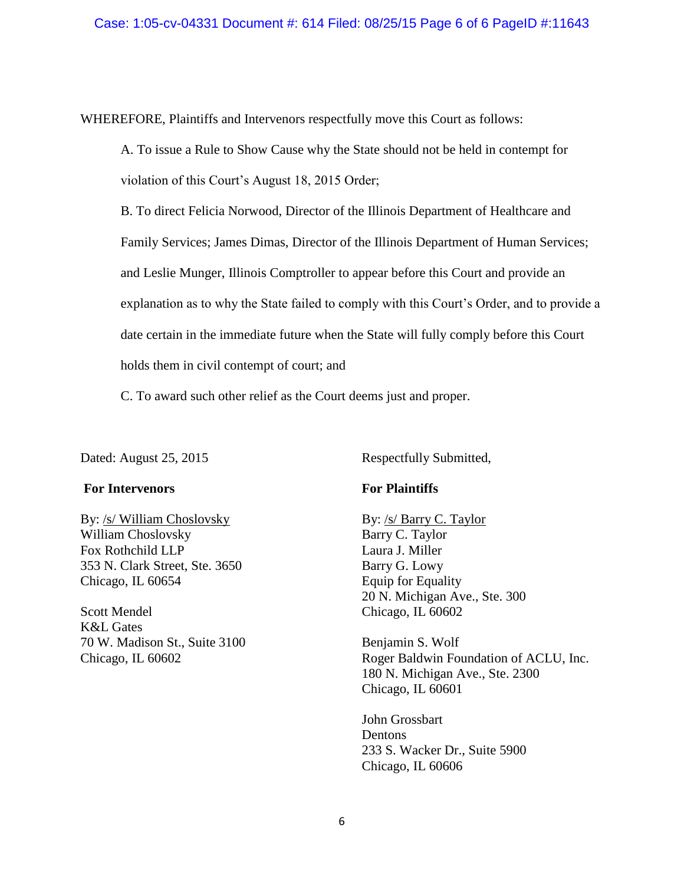WHEREFORE, Plaintiffs and Intervenors respectfully move this Court as follows:

A. To issue a Rule to Show Cause why the State should not be held in contempt for violation of this Court's August 18, 2015 Order;

B. To direct Felicia Norwood, Director of the Illinois Department of Healthcare and Family Services; James Dimas, Director of the Illinois Department of Human Services; and Leslie Munger, Illinois Comptroller to appear before this Court and provide an explanation as to why the State failed to comply with this Court's Order, and to provide a date certain in the immediate future when the State will fully comply before this Court holds them in civil contempt of court; and

C. To award such other relief as the Court deems just and proper.

Dated: August 25, 2015

Respectfully Submitted,

**For Intervenors**

By: /s/ William Choslovsky
William Choslovsky
Fox Rothchild LLP
353 N. Clark Street, Ste. 3650
Chicago, IL 60654

Scott Mendel
K&L Gates
70 W. Madison St., Suite 3100
Chicago, IL 60602

**For Plaintiffs**

By: /s/ Barry C. Taylor
Barry C. Taylor
Laura J. Miller
Barry G. Lowy
Equip for Equality
20 N. Michigan Ave., Ste. 300
Chicago, IL 60602

Benjamin S. Wolf
Roger Baldwin Foundation of ACLU, Inc.
180 N. Michigan Ave., Ste. 2300
Chicago, IL 60601

John Grossbart
Dentons
233 S. Wacker Dr., Suite 5900
Chicago, IL 60606